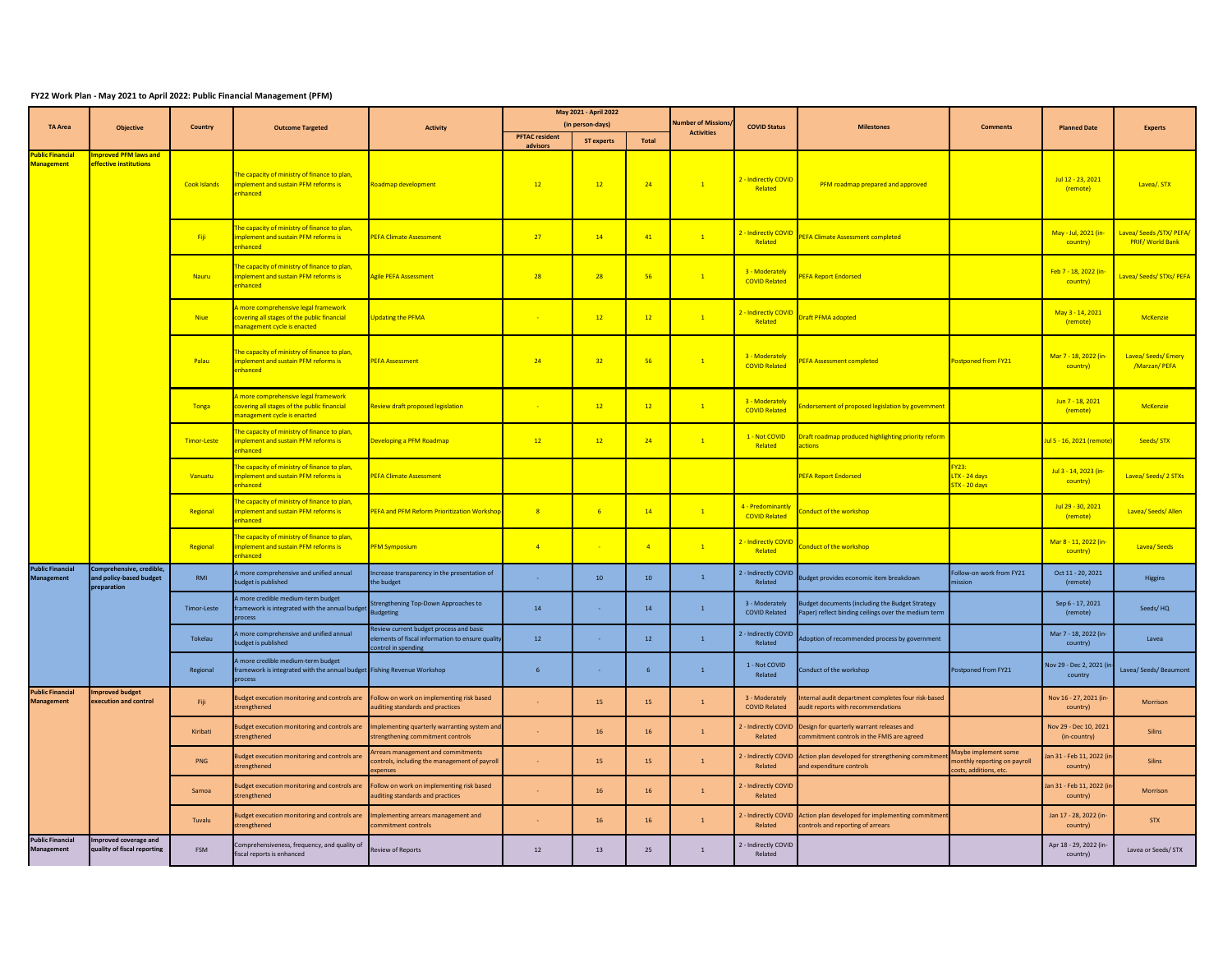**FY22 Work Plan - May 2021 to April 2022: Public Financial Management (PFM)**

| TA Area | Objective | Country | Outcome Targeted | Activity | May 2021 - April 2022 (in person-days) | | | Number of Missions/ Activities | COVID Status | Milestones | Comments | Planned Date | Experts |
|---|---|---|---|---|---|---|---|---|---|---|---|---|---|
| | | | | | PFTAC resident advisors | ST experts | Total | | | | | | |
| Public Financial Management | Improved PFM laws and effective institutions | Cook Islands | The capacity of ministry of finance to plan, implement and sustain PFM reforms is enhanced | Roadmap development | 12 | 12 | 24 | 1 | 2 - Indirectly COVID Related | PFM roadmap prepared and approved | | Jul 12 - 23, 2021 (remote) | Lavea/. STX |
| | | Fiji | The capacity of ministry of finance to plan, implement and sustain PFM reforms is enhanced | PEFA Climate Assessment | 27 | 14 | 41 | 1 | 2 - Indirectly COVID Related | PEFA Climate Assessment completed | | May - Jul, 2021 (in-country) | Lavea/ Seeds /STX/ PEFA/ PRIF/ World Bank |
| | | Nauru | The capacity of ministry of finance to plan, implement and sustain PFM reforms is enhanced | Agile PEFA Assessment | 28 | 28 | 56 | 1 | 3 - Moderately COVID Related | PEFA Report Endorsed | | Feb 7 - 18, 2022 (in-country) | Lavea/ Seeds/ STXs/ PEFA |
| | | Niue | A more comprehensive legal framework covering all stages of the public financial management cycle is enacted | Updating the PFMA | - | 12 | 12 | 1 | 2 - Indirectly COVID Related | Draft PFMA adopted | | May 3 - 14, 2021 (remote) | McKenzie |
| | | Palau | The capacity of ministry of finance to plan, implement and sustain PFM reforms is enhanced | PEFA Assessment | 24 | 32 | 56 | 1 | 3 - Moderately COVID Related | PEFA Assessment completed | Postponed from FY21 | Mar 7 - 18, 2022 (in-country) | Lavea/ Seeds/ Emery /Marzan/ PEFA |
| | | Tonga | A more comprehensive legal framework covering all stages of the public financial management cycle is enacted | Review draft proposed legislation | - | 12 | 12 | 1 | 3 - Moderately COVID Related | Endorsement of proposed legislation by government | | Jun 7 - 18, 2021 (remote) | McKenzie |
| | | Timor-Leste | The capacity of ministry of finance to plan, implement and sustain PFM reforms is enhanced | Developing a PFM Roadmap | 12 | 12 | 24 | 1 | 1 - Not COVID Related | Draft roadmap produced highlighting priority reform actions | | Jul 5 - 16, 2021 (remote) | Seeds/ STX |
| | | Vanuatu | The capacity of ministry of finance to plan, implement and sustain PFM reforms is enhanced | PEFA Climate Assessment | | | | | | PEFA Report Endorsed | FY23: LTX - 24 days STX - 20 days | Jul 3 - 14, 2023 (in-country) | Lavea/ Seeds/ 2 STXs |
| | | Regional | The capacity of ministry of finance to plan, implement and sustain PFM reforms is enhanced | PEFA and PFM Reform Prioritization Workshop | 8 | 6 | 14 | 1 | 4 - Predominantly COVID Related | Conduct of the workshop | | Jul 29 - 30, 2021 (remote) | Lavea/ Seeds/ Allen |
| | | Regional | The capacity of ministry of finance to plan, implement and sustain PFM reforms is enhanced | PFM Symposium | 4 | - | 4 | 1 | 2 - Indirectly COVID Related | Conduct of the workshop | | Mar 8 - 11, 2022 (in-country) | Lavea/ Seeds |
| Public Financial Management | Comprehensive, credible, and policy-based budget preparation | RMI | A more comprehensive and unified annual budget is published | Increase transparency in the presentation of the budget | - | 10 | 10 | 1 | 2 - Indirectly COVID Related | Budget provides economic item breakdown | Follow-on work from FY21 mission | Oct 11 - 20, 2021 (remote) | Higgins |
| | | Timor-Leste | A more credible medium-term budget framework is integrated with the annual budget process | Strengthening Top-Down Approaches to Budgeting | 14 | - | 14 | 1 | 3 - Moderately COVID Related | Budget documents (including the Budget Strategy Paper) reflect binding ceilings over the medium term | | Sep 6 - 17, 2021 (remote) | Seeds/ HQ |
| | | Tokelau | A more comprehensive and unified annual budget is published | Review current budget process and basic elements of fiscal information to ensure quality control in spending | 12 | - | 12 | 1 | 2 - Indirectly COVID Related | Adoption of recommended process by government | | Mar 7 - 18, 2022 (in-country) | Lavea |
| | | Regional | A more credible medium-term budget framework is integrated with the annual budget process | Fishing Revenue Workshop | 6 | - | 6 | 1 | 1 - Not COVID Related | Conduct of the workshop | Postponed from FY21 | Nov 29 - Dec 2, 2021 (in-country | Lavea/ Seeds/ Beaumont |
| Public Financial Management | Improved budget execution and control | Fiji | Budget execution monitoring and controls are strengthened | Follow on work on implementing risk based auditing standards and practices | - | 15 | 15 | 1 | 3 - Moderately COVID Related | Internal audit department completes four risk-based audit reports with recommendations | | Nov 16 - 27, 2021 (in-country) | Morrison |
| | | Kiribati | Budget execution monitoring and controls are strengthened | Implementing quarterly warranting system and strengthening commitment controls | - | 16 | 16 | 1 | 2 - Indirectly COVID Related | Design for quarterly warrant releases and commitment controls in the FMIS are agreed | | Nov 29 - Dec 10, 2021 (in-country) | Silins |
| | | PNG | Budget execution monitoring and controls are strengthened | Arrears management and commitments controls, including the management of payroll expenses | - | 15 | 15 | 1 | 2 - Indirectly COVID Related | Action plan developed for strengthening commitment and expenditure controls | Maybe implement some monthly reporting on payroll costs, additions, etc. | Jan 31 - Feb 11, 2022 (in-country) | Silins |
| | | Samoa | Budget execution monitoring and controls are strengthened | Follow on work on implementing risk based auditing standards and practices | - | 16 | 16 | 1 | 2 - Indirectly COVID Related | | | Jan 31 - Feb 11, 2022 (in-country) | Morrison |
| | | Tuvalu | Budget execution monitoring and controls are strengthened | Implementing arrears management and commitment controls | - | 16 | 16 | 1 | 2 - Indirectly COVID Related | Action plan developed for implementing commitment controls and reporting of arrears | | Jan 17 - 28, 2022 (in-country) | STX |
| Public Financial Management | Improved coverage and quality of fiscal reporting | FSM | Comprehensiveness, frequency, and quality of fiscal reports is enhanced | Review of Reports | 12 | 13 | 25 | 1 | 2 - Indirectly COVID Related | | | Apr 18 - 29, 2022 (in-country) | Lavea or Seeds/ STX |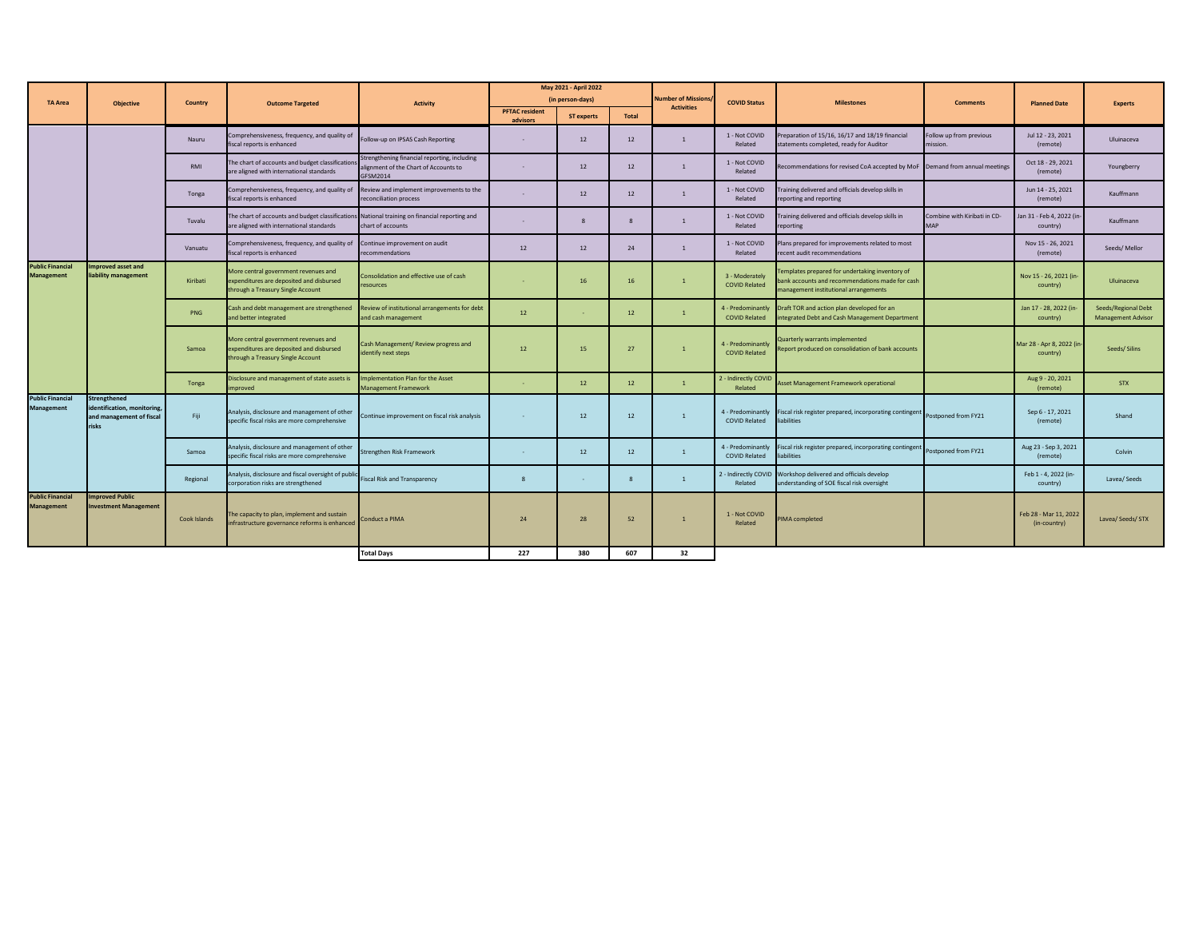| TA Area | Objective | Country | Outcome Targeted | Activity | May 2021 - April 2022 (in person-days) | | | Number of Missions/ Activities | COVID Status | Milestones | Comments | Planned Date | Experts |
|---|---|---|---|---|---|---|---|---|---|---|---|---|---|
| | | | | | PFTAC resident advisors | ST experts | Total | | | | | | |
| | | Nauru | Comprehensiveness, frequency, and quality of fiscal reports is enhanced | Follow-up on IPSAS Cash Reporting | - | 12 | 12 | 1 | 1 - Not COVID Related | Preparation of 15/16, 16/17 and 18/19 financial statements completed, ready for Auditor | Follow up from previous mission. | Jul 12 - 23, 2021 (remote) | Uluinaceva |
| | | RMI | The chart of accounts and budget classifications are aligned with international standards | Strengthening financial reporting, including alignment of the Chart of Accounts to GFSM2014 | - | 12 | 12 | 1 | 1 - Not COVID Related | Recommendations for revised CoA accepted by MoF | Demand from annual meetings | Oct 18 - 29, 2021 (remote) | Youngberry |
| | | Tonga | Comprehensiveness, frequency, and quality of fiscal reports is enhanced | Review and implement improvements to the reconciliation process | - | 12 | 12 | 1 | 1 - Not COVID Related | Training delivered and officials develop skills in reporting and reporting | | Jun 14 - 25, 2021 (remote) | Kauffmann |
| | | Tuvalu | The chart of accounts and budget classifications are aligned with international standards | National training on financial reporting and chart of accounts | - | 8 | 8 | 1 | 1 - Not COVID Related | Training delivered and officials develop skills in reporting | Combine with Kiribati in CD-MAP | Jan 31 - Feb 4, 2022 (in-country) | Kauffmann |
| | | Vanuatu | Comprehensiveness, frequency, and quality of fiscal reports is enhanced | Continue improvement on audit recommendations | 12 | 12 | 24 | 1 | 1 - Not COVID Related | Plans prepared for improvements related to most recent audit recommendations | | Nov 15 - 26, 2021 (remote) | Seeds/ Mellor |
| **Public Financial Management** | **Improved asset and liability management** | Kiribati | More central government revenues and expenditures are deposited and disbursed through a Treasury Single Account | Consolidation and effective use of cash resources | - | 16 | 16 | 1 | 3 - Moderately COVID Related | Templates prepared for undertaking inventory of bank accounts and recommendations made for cash management institutional arrangements | | Nov 15 - 26, 2021 (in-country) | Uluinaceva |
| | | PNG | Cash and debt management are strengthened and better integrated | Review of institutional arrangements for debt and cash management | 12 | - | 12 | 1 | 4 - Predominantly COVID Related | Draft TOR and action plan developed for an integrated Debt and Cash Management Department | | Jan 17 - 28, 2022 (in-country) | Seeds/Regional Debt Management Advisor |
| | | Samoa | More central government revenues and expenditures are deposited and disbursed through a Treasury Single Account | Cash Management/ Review progress and identify next steps | 12 | 15 | 27 | 1 | 4 - Predominantly COVID Related | Quarterly warrants implemented<br>Report produced on consolidation of bank accounts | | Mar 28 - Apr 8, 2022 (in-country) | Seeds/ Silins |
| | | Tonga | Disclosure and management of state assets is improved | Implementation Plan for the Asset Management Framework | - | 12 | 12 | 1 | 2 - Indirectly COVID Related | Asset Management Framework operational | | Aug 9 - 20, 2021 (remote) | STX |
| **Public Financial Management** | **Strengthened identification, monitoring, and management of fiscal risks** | Fiji | Analysis, disclosure and management of other specific fiscal risks are more comprehensive | Continue improvement on fiscal risk analysis | - | 12 | 12 | 1 | 4 - Predominantly COVID Related | Fiscal risk register prepared, incorporating contingent liabilities | Postponed from FY21 | Sep 6 - 17, 2021 (remote) | Shand |
| | | Samoa | Analysis, disclosure and management of other specific fiscal risks are more comprehensive | Strengthen Risk Framework | - | 12 | 12 | 1 | 4 - Predominantly COVID Related | Fiscal risk register prepared, incorporating contingent liabilities | Postponed from FY21 | Aug 23 - Sep 3, 2021 (remote) | Colvin |
| | | Regional | Analysis, disclosure and fiscal oversight of public corporation risks are strengthened | Fiscal Risk and Transparency | 8 | - | 8 | 1 | 2 - Indirectly COVID Related | Workshop delivered and officials develop understanding of SOE fiscal risk oversight | | Feb 1 - 4, 2022 (in-country) | Lavea/ Seeds |
| **Public Financial Management** | **Improved Public Investment Management** | Cook Islands | The capacity to plan, implement and sustain infrastructure governance reforms is enhanced | Conduct a PIMA | 24 | 28 | 52 | 1 | 1 - Not COVID Related | PIMA completed | | Feb 28 - Mar 11, 2022 (in-country) | Lavea/ Seeds/ STX |
| | | | | **Total Days** | **227** | **380** | **607** | **32** | | | | | |